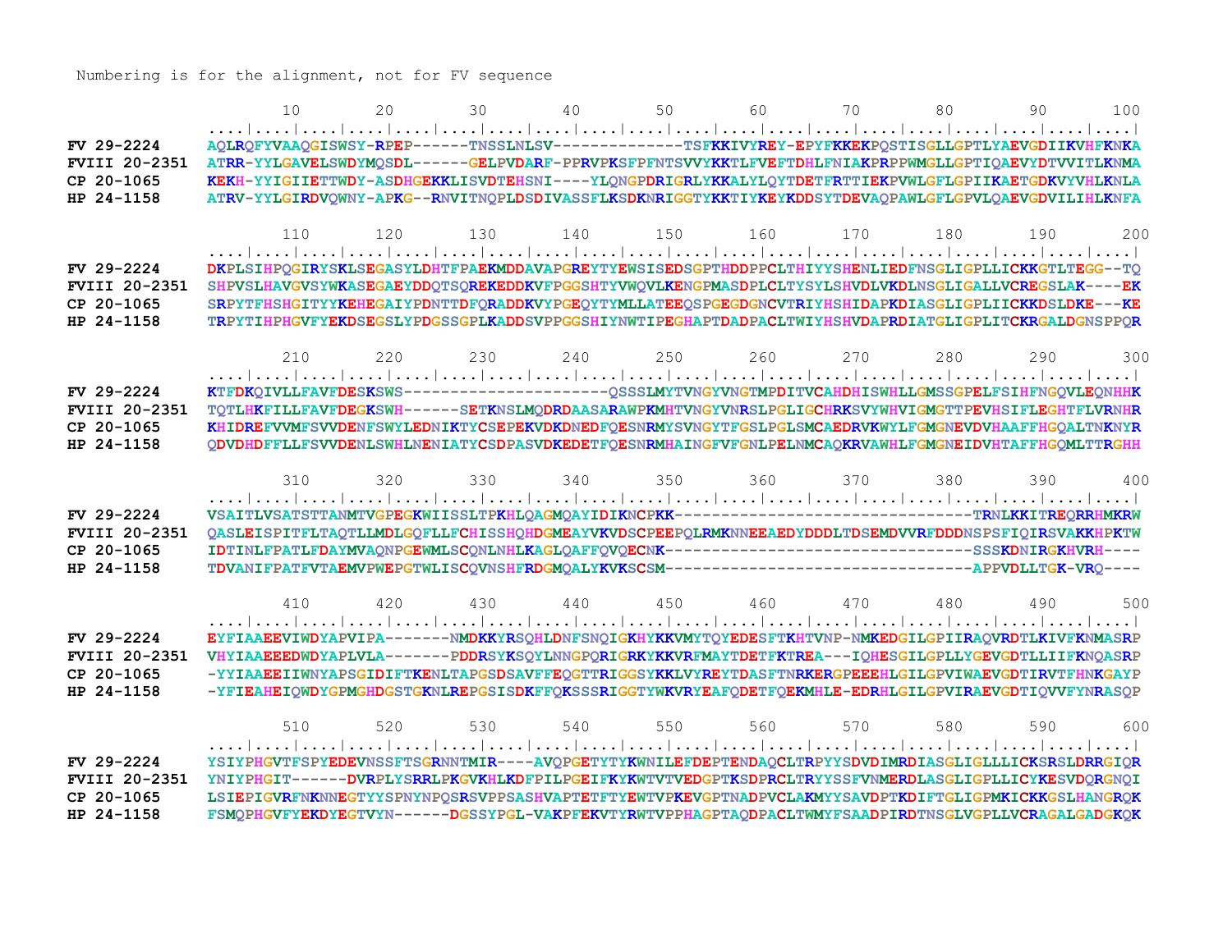Numbering is for the alignment, not for FV sequence

```
                    10        20        30        40        50        60        70        80        90       100
            ....|....|....|....|....|....|....|....|....|....|....|....|....|....|....|....|....|....|....|....|
FV 29-2224  AQLRQFYVAAQGISWSY-RPEP------TNSSLNLSV-------------TSFKKIVYREY-EPYFKKEKPQSTISGLLGPTLYAEVGDIIKVHFKNKA
FVIII 20-2351  ATRR-YYLGAVELSWDYMQSDL------GELPVDARF-PPRVPKSFPFNTSVVYKKTLFVEFTDHLFNIAKPRPPWMGLLGPTIQAEVYDTVVITLKNMA
CP 20-1065   KEKH-YYIGIIETTWDY-ASDHGEKKLISVDTEHSNI----YLQNGPDRIGRLYKKALYLQYTDETFRTTIEKPVWLGFLGPIIKAETGDKVYVHLKNLA
HP 24-1158  ATRV-YYLGIRDVQWNY-APKG--RNVITNQPLDSDIVASSFLKSDKNRIGGTYKKTIYKEYKDDSYTDEVAQPAWLGFLGPVLQAEVGDVILIHLKNFA

                   110       120       130       140       150       160       170       180       190       200
            ....|....|....|....|....|....|....|....|....|....|....|....|....|....|....|....|....|....|....|....|
FV 29-2224  DKPLSIHPQGIRYSKLSEGASYLDHTFPAEKMDDAVAPGREYTYEWSISEDSGPTHDDPPCLTHIYYSHENLIEDFNSGLIGPLLICKKGTLTEGG--TQ
FVIII 20-2351  SHPVSLHAVGVSYWKASEGAEYDDQTSQREKEDDKVFPGGSHTYVWQVLKENGPMASDPLCLTYSYLSHVDLVKDLNSGLIGALLVCREGSLAK----EK
CP 20-1065   SRPYTFHSHGITYYKEHEGAIYPDNTTDFQRADDKVYPGEQYTYMLLATEEQSPGEGDGNCVTRIYHSHIDAPKDIASGLIGPLIICKKDSLDKE---KE
HP 24-1158  TRPYTIHPHGVFYEKDSEGSLYPDGSSGPLKADDSVPPGGSHIYNWTIPEGHAPTDADPACLTWIYHSHVDAPRDIATGLIGPLITCKRGALDGNSPPQR

                   210       220       230       240       250       260       270       280       290       300
            ....|....|....|....|....|....|....|....|....|....|....|....|....|....|....|....|....|....|....|....|
FV 29-2224  KTFDKQIVLLFAVFDESKSWS---------------------QSSSLMYTVNGYVNGTMPDITVCAHDHISWHLLGMSSGPELFSIHFNGQVLEQNHHK
FVIII 20-2351  TQTLHKFILLFAVFDEGKSWH------SETKNSLMQDRDAASARAWPKMHTVNGYVNRSLPGLIGCHRKSVYWHVIGMGTTPEVHSIFLEGHTFLVRNHR
CP 20-1065   KHIDREFVVMFSVVDENFSWYLEDNIKTYCSEPEKVDKDNEDFQESNRMYSVNGYTFGSLPGLSMCAEDRVKWYLFGMGNEVDVHAAFFHGQALTNKNYR
HP 24-1158  QDVDHDFFLLFSVVDENLSWHLNENIATYCSDPASVDKEDETFQESNRMHAINGFVFGNLPELNMCAQKRVAWHLFGMGNEIDVHTAFFHGQMLTTRGHH

                   310       320       330       340       350       360       370       380       390       400
            ....|....|....|....|....|....|....|....|....|....|....|....|....|....|....|....|....|....|....|....|
FV 29-2224  VSAITLVSATSTTANMTVGPEGKWIISSLTPKHLQAGMQAYIDIKNCPKK--------------------------------TRNLKKITREQRRHMKRW
FVIII 20-2351  QASLEISPITFLTAQTLLMDLGQFLLFCHISSHQHDGMEAYVKVDSCPEEPQLRMKNNEEAEDYDDDLTDSEMDVVRFDDDNSPSFIQIRSVAKKHPKTW
CP 20-1065   IDTINLFPATLFDAYMVAQNPGEWMLSCQNLNHLKAGLQAFFQVQECNK--------------------------------SSSKDNIRGKHVRH----
HP 24-1158  TDVANIFPATFVTAEMVPWEPGTWLISCQVNSHFRDGMQALYKVKSCSM--------------------------------APPVDLLTGK-VRQ----

                   410       420       430       440       450       460       470       480       490       500
            ....|....|....|....|....|....|....|....|....|....|....|....|....|....|....|....|....|....|....|....|
FV 29-2224  EYFIAAEEVIWDYAPVIPA-------NMDKKYRSQHLDNFSNQIGKHYKKVMYTQYEDESFTKHTVNP-NMKEDGILGPIIRAQVRDTLKIVFKNMASRP
FVIII 20-2351  VHYIAAEEEDWDYAPLVLA-------PDDRSYKSQYLNNGPQRIGRKYKKVRFMAYTDETFKTREA---IQHESGILGPLLYGEVGDTLLIIFKNQASRP
CP 20-1065   -YYIAAEEIIWNYAPSGIDIFTKENLTAPGSDSAVFFEQGTTRIGGSYKKLVYREYTDASFTNRKERGPEEEHLGILGPVIWAEVGDTIRVTFHNKGAYP
HP 24-1158  -YFIEAHEIQWDYGPMGHDGSTGKNLREPGSISDKFFQKSSSRIGGTYWKVRYEAFQDETFQEKMHLE-EDRHLGILGPVIRAEVGDTIQVVFYNRASQP

                   510       520       530       540       550       560       570       580       590       600
            ....|....|....|....|....|....|....|....|....|....|....|....|....|....|....|....|....|....|....|....|
FV 29-2224  YSIYPHGVTFSPYEDEVNSSFTSGRNNTMIR----AVQPGETYTYKWNILEFDEPTENDAQCLTRPYYSDVDIMRDIASGLIGLLLICKSRSLDRRGIQR
FVIII 20-2351  YNIYPHGIT------DVRPLYSRRLPKGVKHLKDFPILPGEIFKYKWTVTVEDGPTKSDPRCLTRYYSSFVNMERDLASGLIGPLLICYKESVDQRGNQI
CP 20-1065   LSIEPIGVRFNKNNEGTYYSPNYNPQSRSVPPSASHVAPTETFTYEWTVPKEVGPTNADPVCLAKMYYSAVDPTKDIFTGLIGPMKICKKGSLHANGRQK
HP 24-1158  FSMQPHGVFYEKDYEGTVYN------DGSSYPGL-VAKPFEKVTYRWTVPPHAGPTAQDPACLTWMYFSAADPIRDTNSGLVGPLLVCRAGALGADGKQK
```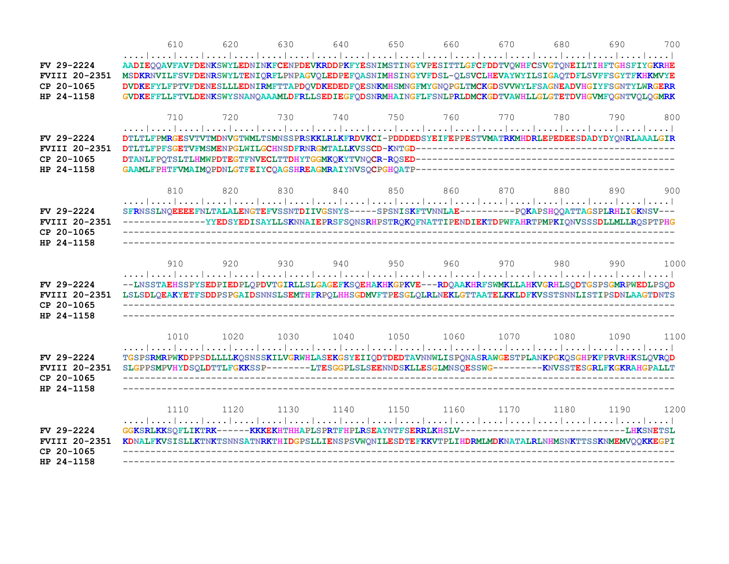```
              610       620       630       640       650       660       670       680       690       700
         ....|....|....|....|....|....|....|....|....|....|....|....|....|....|....|....|....|....|....|....|
FV 29-2224      AADIEQQAVFAVFDENKSWYLEDNINKFCENPDEVKRDDPKFYESNIMSTINGYVPESITTLGFCFDDTVQWHFCSVGTQNEILTIHFTGHSFIYGKRHE
FVIII 20-2351   MSDKRNVILFSVFDENRSWYLTENIQRFLPNPAGVQLEDPEFQASNIMHSINGYVFDSL-QLSVCLHEVAYWYILSIGAQTDFLSVFFSGYTFKHKMVYE
CP 20-1065      DVDKEFYLFPTVFDENESLLLEDNIRMFTTAPDQVDKEDEDFQESNKMHSMNGFMYGNQPGLTMCKGDSVVWYLFSAGNEADVHGIYFSGNTYLWRGERR
HP 24-1158      GVDKEFFLLFTVLDENKSWYSNANQAAAMLDFRLLSEDIEGFQDSNRMHAINGFLFSNLPRLDMCKGDTVAWHLLGLGTETDVHGVMFQGNTVQLQGMRK

              710       720       730       740       750       760       770       780       790       800
         ....|....|....|....|....|....|....|....|....|....|....|....|....|....|....|....|....|....|....|
FV 29-2224      DTLTLFPMRGESVTVTMDNVGTWMLTSMNSSPRSKKLRLKFRDVKCI-PDDDEDSYEIFEPPESTVMATRKMHDRLEPEDEESDADYDYQNRLAAALGIR
FVIII 20-2351   DTLTLFPFSGETVFMSMENPGLWILGCHNSDFRNRGMTALLKVSSCD-KNTGD-----------------------------------------------
CP 20-1065      DTANLFPQTSLTLHMWPDTEGTFNVECLTTDHYTGGMKQKYTVNQCR-RQSED-----------------------------------------------
HP 24-1158      GAAMLFPHTFVMAIMQPDNLGTFEIYCQAGSHREAGMRAIYNVSQCPGHQATP-----------------------------------------------

              810       820       830       840       850       860       870       880       890       900
         ....|....|....|....|....|....|....|....|....|....|....|....|....|....|....|....|....|....|....|
FV 29-2224      SFRNSSLNQEEEEFNLTALALENGTEFVSSNTDIIVGSNYS-----SPSNISKFTVNNLAE----------PQKAPSHQQATTAGSPLRHLIGKNSV---
FVIII 20-2351   --------------YYEDSYEDISAYLLSKNNAIEPRSFSQNSRHPSTRQKQFNATTIPENDIEKTDPWFAHRTPMPKIQNVSSSDLLMLLRQSPTPHG
CP 20-1065      ----------------------------------------------------------------------------------------------------
HP 24-1158      ----------------------------------------------------------------------------------------------------

              910       920       930       940       950       960       970       980       990      1000
         ....|....|....|....|....|....|....|....|....|....|....|....|....|....|....|....|....|....|....|
FV 29-2224      --LNSSTAEHSSPYSEDPIEDPLQPDVTGIRLLSLGAGEFKSQEHAKHKGPKVE---RDQAAKHRFSWMKLLAHKVGRHLSQDTGSPSGMRPWEDLPSQD
FVIII 20-2351   LSLSDLQEAKYETFSDDPSPGAIDSNNSLSEMTHFRPQLHHSGDMVFTPESGLQLRLNEKLGTTAATELKKLDFKVSSTSNNLISTIPSDNLAAGTDNTS
CP 20-1065      ----------------------------------------------------------------------------------------------------
HP 24-1158      ----------------------------------------------------------------------------------------------------

             1010      1020      1030      1040      1050      1060      1070      1080      1090      1100
         ....|....|....|....|....|....|....|....|....|....|....|....|....|....|....|....|....|....|....|
FV 29-2224      TGSPSRMRPWKDPPSDLLLLKQSNSSKILVGRWHLASEKGSYEIIQDTDEDTAVNNWLISPQNASRAWGESTPLANKPGKQSGHPKFPRVRHKSLQVRQD
FVIII 20-2351   SLGPPSMPVHYDSQLDTTLFGKKSSP--------LTESGGPLSLSEENNDSKLLESGLMNSQESSWG---------KNVSSTESGRLFKGKRAHGPALLT
CP 20-1065      ----------------------------------------------------------------------------------------------------
HP 24-1158      ----------------------------------------------------------------------------------------------------

             1110      1120      1130      1140      1150      1160      1170      1180      1190      1200
         ....|....|....|....|....|....|....|....|....|....|....|....|....|....|....|....|....|....|....|
FV 29-2224      GGKSRLKKSQFLIKTRK------KKKEKHTHHAPLSPRTFHPLRSEAYNTFSERRLKHSLV------------------------------LHKSNETSL
FVIII 20-2351   KDNALFKVSISLLKTNKTSNNSATNRKTHIDGPSLLIENSPSVWQNILESDTEFKKVTPLIHDRMLMDKNATALRLNHMSNKTTSSKNMEMVQQKKEGPI
CP 20-1065      ----------------------------------------------------------------------------------------------------
HP 24-1158      ----------------------------------------------------------------------------------------------------
```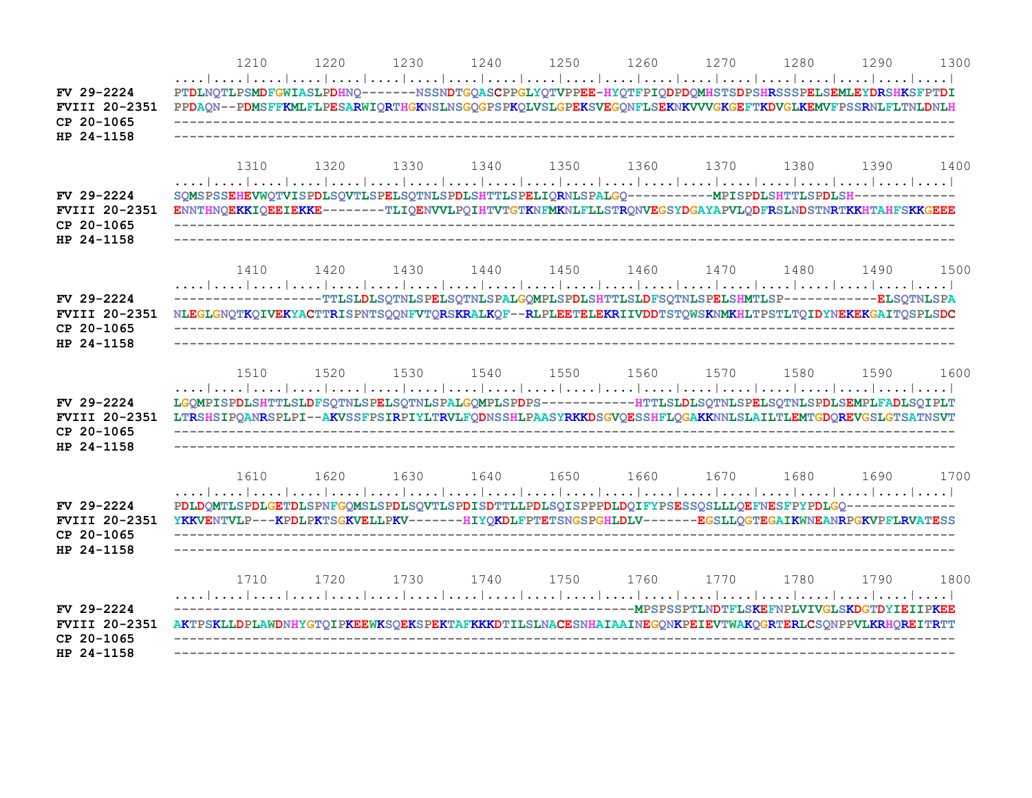```
                 1210      1220      1230      1240      1250      1260      1270      1280      1290      1300
             ....|....|....|....|....|....|....|....|....|....|....|....|....|....|....|....|....|....|....|....|
FV 29-2224   PTDLNQTLPSMDFGWIASLPDHNQ-------NSSNDTGQASCPPGLYQTVPPEE-HYQTFPIQDPDQMHSTSDPSHRSSSPELSEMLEYDRSHKSFPTDI
FVIII 20-2351 PPDAQN--PDMSFFKMLFLPESARWIQRTHGKNSLNSGQGPSPKQLVSLGPEKSVEGQNFLSEKNKVVVGKGEFTKDVGLKEMVFPSSRNLFLTNLDNLH
CP 20-1065   ----------------------------------------------------------------------------------------------------
HP 24-1158   ----------------------------------------------------------------------------------------------------

                 1310      1320      1330      1340      1350      1360      1370      1380      1390      1400
             ....|....|....|....|....|....|....|....|....|....|....|....|....|....|....|....|....|....|....|....|
FV 29-2224   SQMSPSSEHEVWQTVISPDLSQVTLSPELSQTNLSPDLSHTTLSPELIQRNLSPALGQ-----------MPISPDLSHTTLSPDLSH-------------
FVIII 20-2351 ENNTHNQEKKIQEEIEKKE--------TLIQENVVLPQIHTVTGTKNFMKNLFLLSTRQNVEGSYDGAYAPVLQDFRSLNDSTNRTKKHTAHFSKKGEEE
CP 20-1065   ----------------------------------------------------------------------------------------------------
HP 24-1158   ----------------------------------------------------------------------------------------------------

                 1410      1420      1430      1440      1450      1460      1470      1480      1490      1500
             ....|....|....|....|....|....|....|....|....|....|....|....|....|....|....|....|....|....|....|....|
FV 29-2224   -------------------TTLSLDLSQTNLSPELSQTNLSPALGQMPLSPDLSHTTLSLDFSQTNLSPELSHMTLSP------------ELSQTNLSPA
FVIII 20-2351 NLEGLGNQTKQIVEKYACTTRISPNTSQQNFVTQRSKRALKQF--RLPLEETELEKRIIVDDTSTQWSKNMKHLTPSTLTQIDYNEKEKGAITQSPLSDC
CP 20-1065   ----------------------------------------------------------------------------------------------------
HP 24-1158   ----------------------------------------------------------------------------------------------------

                 1510      1520      1530      1540      1550      1560      1570      1580      1590      1600
             ....|....|....|....|....|....|....|....|....|....|....|....|....|....|....|....|....|....|....|....|
FV 29-2224   LGQMPISPDLSHTTLSLDFSQTNLSPELSQTNLSPALGQMPLSPDPS------------HTTLSLDLSQTNLSPELSQTNLSPDLSEMPLFADLSQIPLT
FVIII 20-2351 LTRSHSIPQANRSPLPI--AKVSSFPSIRPIYLTRVLFQDNSSHLPAASYRKKDSGVQESSHFLQGAKKNNLSLAILTLEMTGDQREVGSLGTSATNSVT
CP 20-1065   ----------------------------------------------------------------------------------------------------
HP 24-1158   ----------------------------------------------------------------------------------------------------

                 1610      1620      1630      1640      1650      1660      1670      1680      1690      1700
             ....|....|....|....|....|....|....|....|....|....|....|....|....|....|....|....|....|....|....|....|
FV 29-2224   PDLDQMTLSPDLGETDLSPNFGQMSLSPDLSQVTLSPDISDTTLLPDLSQISPPPDLDQIFYPSESSQSLLLQEFNESFPYPDLGQ-------------
FVIII 20-2351 YKKVENTVLP---KPDLPKTSGKVELLPKV-------HIYQKDLFPTETSNGSPGHLDLV-------EGSLLQGTEGAIKWNEANRPGKVPFLRVATESS
CP 20-1065   ----------------------------------------------------------------------------------------------------
HP 24-1158   ----------------------------------------------------------------------------------------------------

                 1710      1720      1730      1740      1750      1760      1770      1780      1790      1800
             ....|....|....|....|....|....|....|....|....|....|....|....|....|....|....|....|....|....|....|....|
FV 29-2224   -----------------------------------------------------------MPSPSSPTLNDTFLSKEFNPLVIVGLSKDGTDYIEIIPKEE
FVIII 20-2351 AKTPSKLLDPLAWDNHYGTQIPKEEWKSQEKSPEKTAFKKKDTILSLNACESNHAIAAINEGQNKPEIEVTWAKQGRTERLCSQNPPVLKRHQREITRTT
CP 20-1065   ----------------------------------------------------------------------------------------------------
HP 24-1158   ----------------------------------------------------------------------------------------------------
```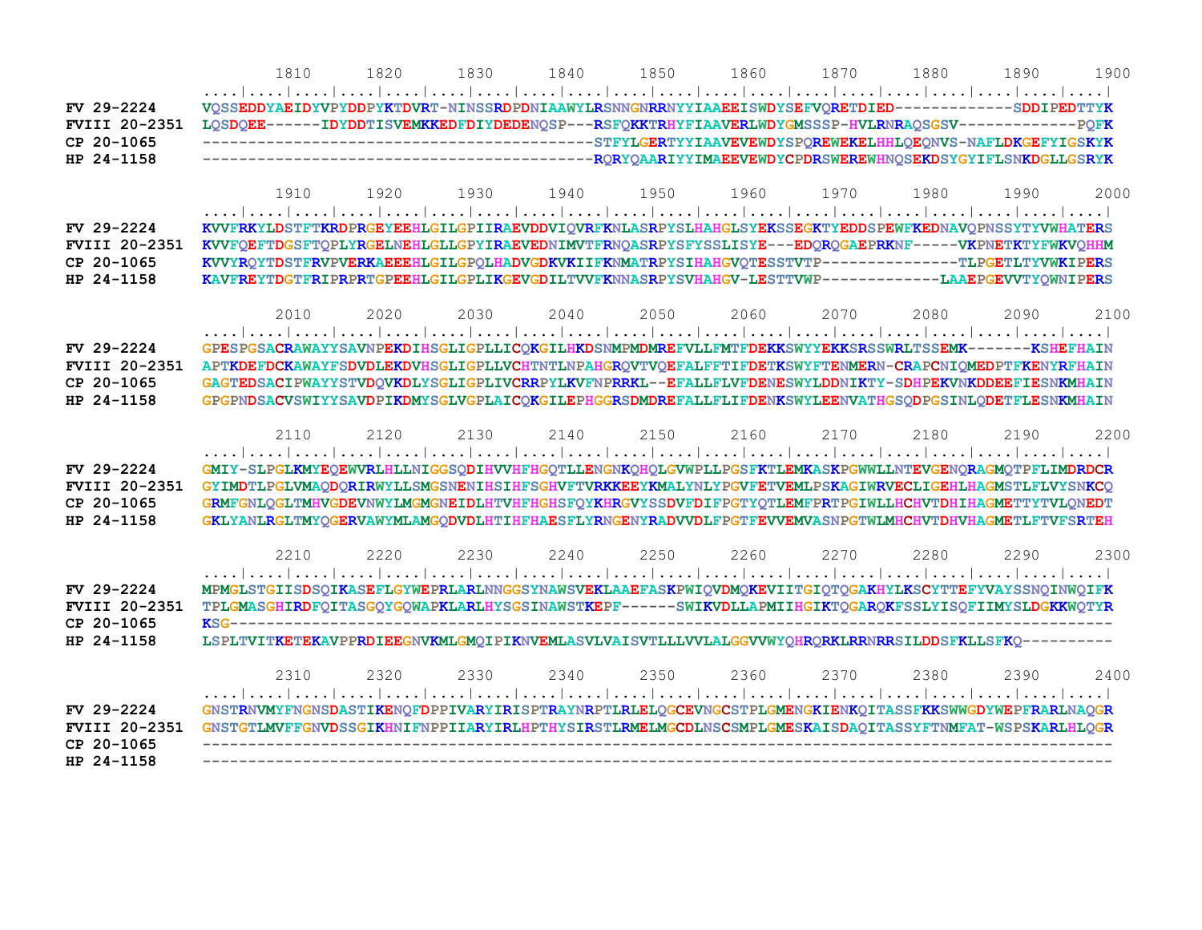```
               1810      1820      1830      1840      1850      1860      1870      1880      1890      1900
           ....|....|....|....|....|....|....|....|....|....|....|....|....|....|....|....|....|....|....|....|
FV 29-2224    VQSSEDDYAEIDYVPYDDPYKTDVRT-NINSSRDPDNIAAWYLRSNNGNRRNYYIAAEEISWDYSEFVQRETDIED-------------SDDIPEDTTYK
FVIII 20-2351 LQSDQEE------IDYDDTISVEMKKEDFDIYDEDENQSP---RSFQKKTRHYFIAAVERLWDYGMSSSP-HVLRNRAQSGSV-------------PQFK
CP 20-1065     -------------------------------------------STFYLGERTYYIAAVEVEWDYSPQREWEKELHHLQEQNVS-NAFLDKGEFYIGSKYK
HP 24-1158    -------------------------------------------RQRYQAARIYYIMAEEVEWDYCPDRSWEREWHNQSEKDSYGYIFLSNKDGLLGSRYK

               1910      1920      1930      1940      1950      1960      1970      1980      1990      2000
           ....|....|....|....|....|....|....|....|....|....|....|....|....|....|....|....|....|....|....|....|
FV 29-2224    KVVFRKYLDSTFTKRDPRGEYEEHLGILGPIIRAEVDDVIQVRFKNLASRPYSLHAHGLSYEKSSEGKTYEDDSPEWFKEDNAVQPNSSYTYVWHATERS
FVIII 20-2351 KVVFQEFTDGSFTQPLYRGELNEHLGLLGPYIRAEVEDNIMVTFRNQASRPYSFYSSLISYE---EDQRQGAEPRKNF-----VKPNETKTYFWKVQHHM
CP 20-1065     KVVYRQYTDSTFRVPVERKAEEEHLGILGPQLHADVGDKVKIIFKNMATRPYSIHAHGVQTESSTVTP---------------TLPGETLTYVWKIPERS
HP 24-1158    KAVFREYTDGTFRIPRPRTGPEEHLGILGPLIKGEVGDILTVVFKNNASRPYSVHAHGV-LESTTVWP-------------LAAEPGEVVTYQWNIPERS

               2010      2020      2030      2040      2050      2060      2070      2080      2090      2100
           ....|....|....|....|....|....|....|....|....|....|....|....|....|....|....|....|....|....|....|....|
FV 29-2224    GPESPGSACRAWAYYSAVNPEKDIHSGLIGPLLICQKGILHKDSNMPMDMREFVLLFMTFDEKKSWYYEKKSRSSWRLTSSEMK-------KSHEFHAIN
FVIII 20-2351 APTKDEFDCKAWAYFSDVDLEKDVHSGLIGPLLVCHTNTLNPAHGRQVTVQEFALFFTIFDETKSWYFTENMERN-CRAPCNIQMEDPTFKENYRFHAIN
CP 20-1065     GAGTEDSACIPWAYYSTVDQVKDLYSGLIGPLIVCRRPYLKVFNPRRKL--EFALLFLVFDENESWYLDDNIKTY-SDHPEKVNKDDEEFIESNKMHAIN
HP 24-1158    GPGPNDSACVSWIYYSAVDPIKDMYSGLVGPLAICQKGILEPHGGRSDMDREFALLFLIFDENKSWYLEENVATHGSQDPGSINLQDETFLESNKMHAIN

               2110      2120      2130      2140      2150      2160      2170      2180      2190      2200
           ....|....|....|....|....|....|....|....|....|....|....|....|....|....|....|....|....|....|....|....|
FV 29-2224    GMIY-SLPGLKMYEQEWVRLHLLNIGGSQDIHVVHFHGQTLLENGNKQHQLGVWPLLPGSFKTLEMKASKPGWWLLNTEVGENQRAGMQTPFLIMDRDCR
FVIII 20-2351 GYIMDTLPGLVMAQDQRIRWYLLSMGSNENIHSIHFSGHVFTVRKKEEYKMALYNLYPGVFETVEMLPSKAGIWRVECLIGEHLHAGMSTLFLVYSNKCQ
CP 20-1065     GRMFGNLQGLTMHVGDEVNWYLMGMGNEIDLHTVHFHGHSFQYKHRGVYSSDVFDIFPGTYQTLEMFPRTPGIWLLHCHVTDHIHAGMETTYTVLQNEDT
HP 24-1158    GKLYANLRGLTMYQGERVAWYMLAMGQDVDLHTIHFHAESFLYRNGENYRADVVDLFPGTFEVVEMVASNPGTWLMHCHVTDHVHAGMETLFTVFSRTEH

               2210      2220      2230      2240      2250      2260      2270      2280      2290      2300
           ....|....|....|....|....|....|....|....|....|....|....|....|....|....|....|....|....|....|....|....|
FV 29-2224    MPMGLSTGIISDSQIKASEFLGYWEPRLARLNNGGSYNAWSVEKLAAEFASKPWIQVDMQKEVIITGIQTQGAKHYLKSCYTTEFYVAYSSNQINWQIFK
FVIII 20-2351 TPLGMASGHIRDFQITASGQYGQWAPKLARLHYSGSINAWSTKEPF------SWIKVDLLAPMIIHGIKTQGARQKFSSLYISQFIIMYSLDGKKWQTYR
CP 20-1065     KSG-------------------------------------------------------------------------------------------------
HP 24-1158    LSPLTVITKETEKAVPPRDIEEGNVKMLGMQIPIKNVEMLASVLVAISVTLLLVVLALGGVVWYQHRQRKLRRNRRSILDDSFKLLSFKQ----------

               2310      2320      2330      2340      2350      2360      2370      2380      2390      2400
           ....|....|....|....|....|....|....|....|....|....|....|....|....|....|....|....|....|....|....|....|
FV 29-2224    GNSTRNVMYFNGNSDASTIKENQFDPPIVARYIRISPTRAYNRPTLRLELQGCEVNGCSTPLGMENGKIENKQITASSFKKSWWGDYWEPFRARLNAQGR
FVIII 20-2351 GNSTGTLMVFFGNVDSSGIKHNIFNPPIIARYIRLHPTHYSIRSTLRMELMGCDLNSCSMPLGMESKAISDAQITASSYFTNMFAT-WSPSKARLHLQGR
CP 20-1065     ----------------------------------------------------------------------------------------------------
HP 24-1158    ----------------------------------------------------------------------------------------------------
```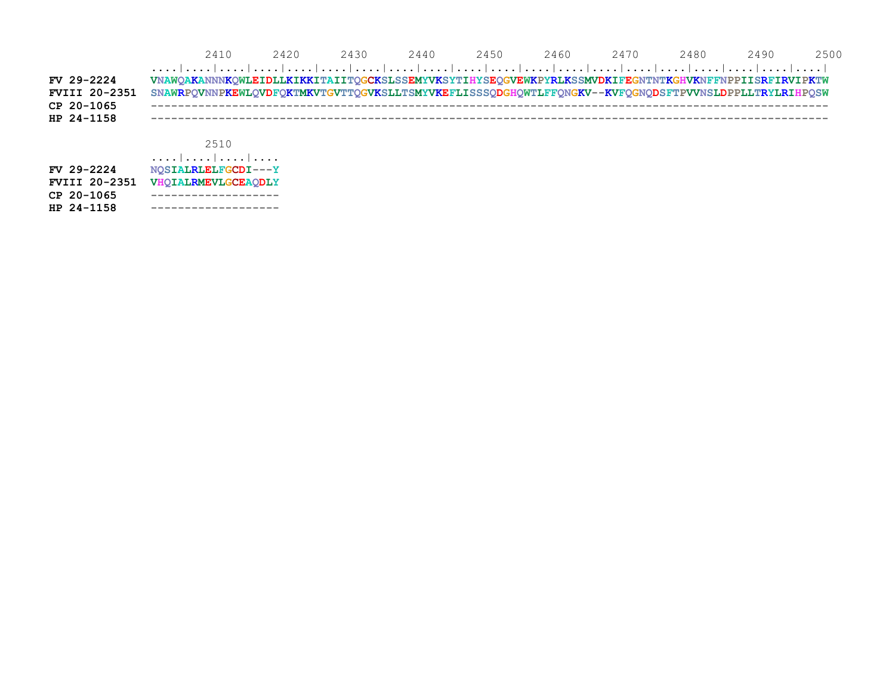```
              2410      2420      2430      2440      2450      2460      2470      2480      2490      2500
              ....|....|....|....|....|....|....|....|....|....|....|....|....|....|....|....|....|....|....|....|
FV 29-2224    VNAWQAKANNNKQWLEIDLLKIKKITAIITQGCKSLSSEMYVKSYTIHYSEQGVEWKPYRLKSSMVDKIFEGNTNTKGHVKNFFNPPIISRFIRVIPKTW
FVIII 20-2351 SNAWRPQVNNPKEWLQVDFQKTMKVTGVTTQGVKSLLTSMYVKEFLISSSQDGHQWTLFFQNGKV--KVFQGNQDSFTPVVNSLDPPLLTRYLRIHPQSW
CP 20-1065    ----------------------------------------------------------------------------------------------------
HP 24-1158    ----------------------------------------------------------------------------------------------------

              2510
              ....|....|....|....
FV 29-2224    NQSIALRLELFGCDI---Y
FVIII 20-2351 VHQIALRMEVLGCEAQDLY
CP 20-1065    -------------------
HP 24-1158    -------------------
```